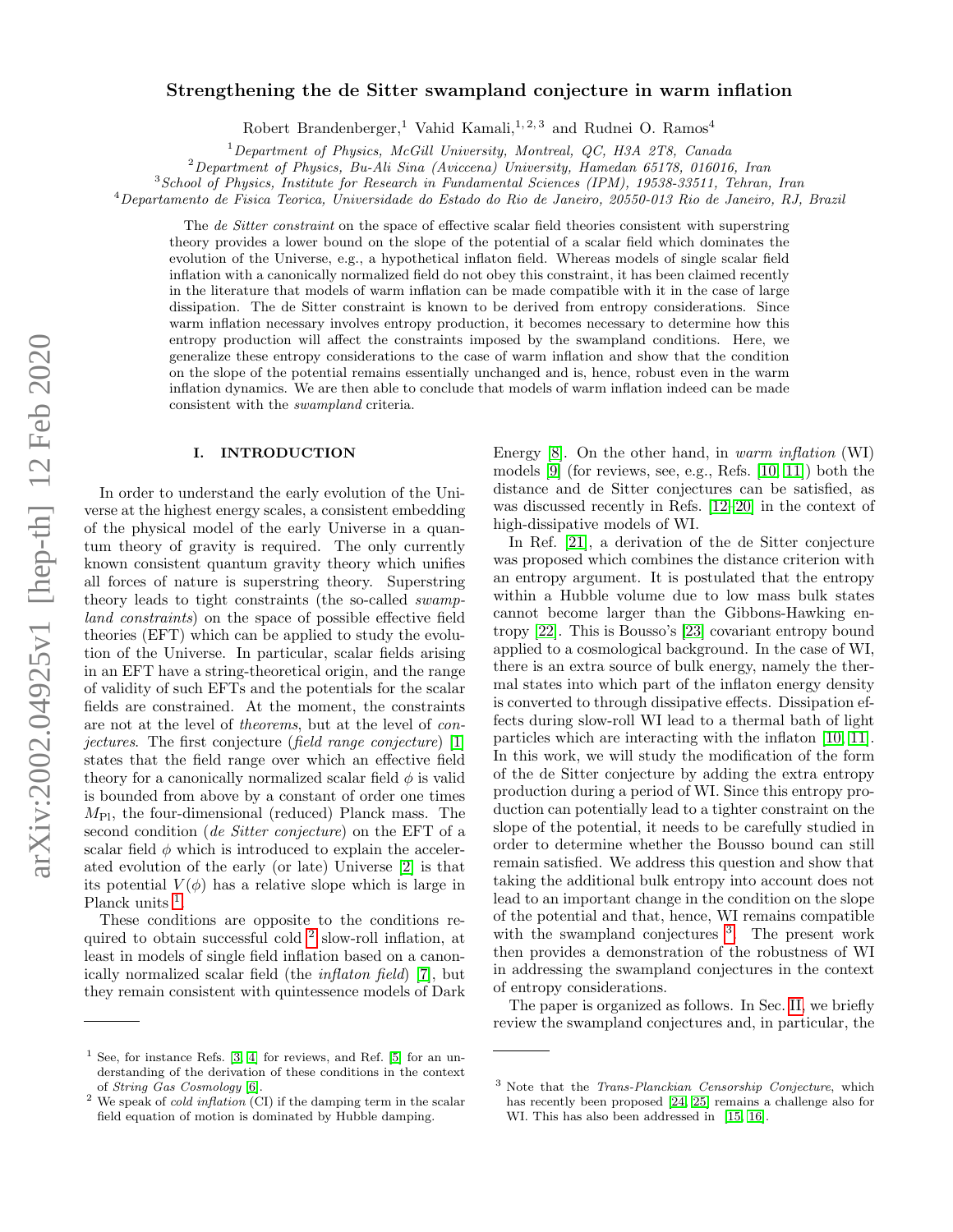# Strengthening the de Sitter swampland conjecture in warm inflation

Robert Brandenberger,[1] Vahid Kamali,[1,2,3] and Rudnei O. Ramos[4]

[1]Department of Physics, McGill University, Montreal, QC, H3A 2T8, Canada
[2]Department of Physics, Bu-Ali Sina (Aviccena) University, Hamedan 65178, 016016, Iran
[3]School of Physics, Institute for Research in Fundamental Sciences (IPM), 19538-33511, Tehran, Iran
[4]Departamento de Fisica Teorica, Universidade do Estado do Rio de Janeiro, 20550-013 Rio de Janeiro, RJ, Brazil

The *de Sitter constraint* on the space of effective scalar field theories consistent with superstring theory provides a lower bound on the slope of the potential of a scalar field which dominates the evolution of the Universe, e.g., a hypothetical inflaton field. Whereas models of single scalar field inflation with a canonically normalized field do not obey this constraint, it has been claimed recently in the literature that models of warm inflation can be made compatible with it in the case of large dissipation. The de Sitter constraint is known to be derived from entropy considerations. Since warm inflation necessary involves entropy production, it becomes necessary to determine how this entropy production will affect the constraints imposed by the swampland conditions. Here, we generalize these entropy considerations to the case of warm inflation and show that the condition on the slope of the potential remains essentially unchanged and is, hence, robust even in the warm inflation dynamics. We are then able to conclude that models of warm inflation indeed can be made consistent with the *swampland* criteria.

## I. INTRODUCTION

In order to understand the early evolution of the Universe at the highest energy scales, a consistent embedding of the physical model of the early Universe in a quantum theory of gravity is required. The only currently known consistent quantum gravity theory which unifies all forces of nature is superstring theory. Superstring theory leads to tight constraints (the so-called *swampland constraints*) on the space of possible effective field theories (EFT) which can be applied to study the evolution of the Universe. In particular, scalar fields arising in an EFT have a string-theoretical origin, and the range of validity of such EFTs and the potentials for the scalar fields are constrained. At the moment, the constraints are not at the level of *theorems*, but at the level of *conjectures*. The first conjecture (*field range conjecture*) [1] states that the field range over which an effective field theory for a canonically normalized scalar field $\phi$ is valid is bounded from above by a constant of order one times $M_{\rm Pl}$, the four-dimensional (reduced) Planck mass. The second condition (*de Sitter conjecture*) on the EFT of a scalar field $\phi$ which is introduced to explain the accelerated evolution of the early (or late) Universe [2] is that its potential $V(\phi)$ has a relative slope which is large in Planck units [1].

These conditions are opposite to the conditions required to obtain successful cold [2] slow-roll inflation, at least in models of single field inflation based on a canonically normalized scalar field (the *inflaton field*) [7], but they remain consistent with quintessence models of Dark Energy [8]. On the other hand, in *warm inflation* (WI) models [9] (for reviews, see, e.g., Refs. [10, 11]) both the distance and de Sitter conjectures can be satisfied, as was discussed recently in Refs. [12–20] in the context of high-dissipative models of WI.

In Ref. [21], a derivation of the de Sitter conjecture was proposed which combines the distance criterion with an entropy argument. It is postulated that the entropy within a Hubble volume due to low mass bulk states cannot become larger than the Gibbons-Hawking entropy [22]. This is Bousso's [23] covariant entropy bound applied to a cosmological background. In the case of WI, there is an extra source of bulk energy, namely the thermal states into which part of the inflaton energy density is converted to through dissipative effects. Dissipation effects during slow-roll WI lead to a thermal bath of light particles which are interacting with the inflaton [10, 11]. In this work, we will study the modification of the form of the de Sitter conjecture by adding the extra entropy production during a period of WI. Since this entropy production can potentially lead to a tighter constraint on the slope of the potential, it needs to be carefully studied in order to determine whether the Bousso bound can still remain satisfied. We address this question and show that taking the additional bulk entropy into account does not lead to an important change in the condition on the slope of the potential and that, hence, WI remains compatible with the swampland conjectures [3]. The present work then provides a demonstration of the robustness of WI in addressing the swampland conjectures in the context of entropy considerations.

The paper is organized as follows. In Sec. II, we briefly review the swampland conjectures and, in particular, the

---

[1] See, for instance Refs. [3, 4] for reviews, and Ref. [5] for an understanding of the derivation of these conditions in the context of *String Gas Cosmology* [6].

[2] We speak of *cold inflation* (CI) if the damping term in the scalar field equation of motion is dominated by Hubble damping.

[3] Note that the *Trans-Planckian Censorship Conjecture*, which has recently been proposed [24, 25] remains a challenge also for WI. This has also been addressed in [15, 16].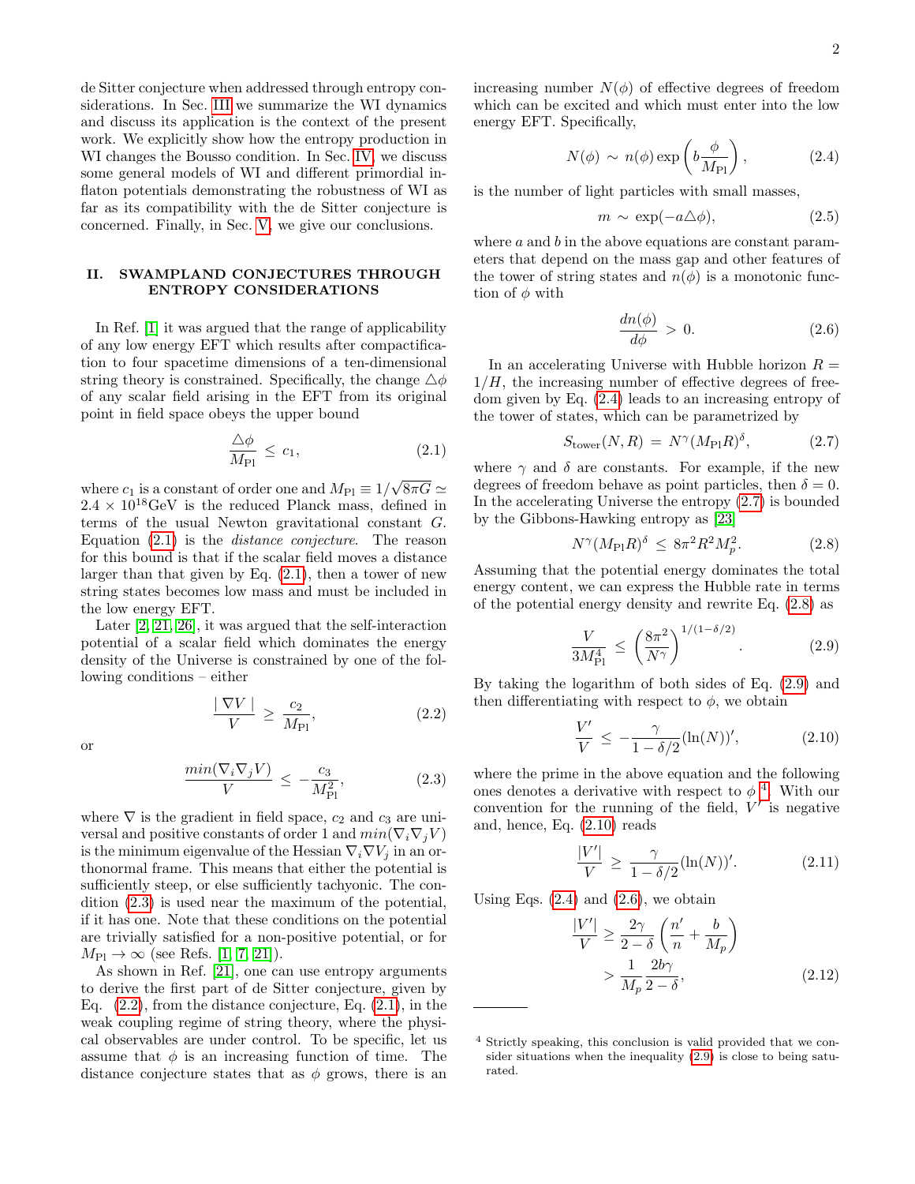de Sitter conjecture when addressed through entropy considerations. In Sec. III we summarize the WI dynamics and discuss its application is the context of the present work. We explicitly show how the entropy production in WI changes the Bousso condition. In Sec. IV, we discuss some general models of WI and different primordial inflaton potentials demonstrating the robustness of WI as far as its compatibility with the de Sitter conjecture is concerned. Finally, in Sec. V, we give our conclusions.

## II. SWAMPLAND CONJECTURES THROUGH ENTROPY CONSIDERATIONS

In Ref. [1] it was argued that the range of applicability of any low energy EFT which results after compactification to four spacetime dimensions of a ten-dimensional string theory is constrained. Specifically, the change $\triangle\phi$ of any scalar field arising in the EFT from its original point in field space obeys the upper bound

$$\frac{\triangle\phi}{M_{\rm Pl}} \,\leq\, c_1, \tag{2.1}$$

where $c_1$ is a constant of order one and $M_{\rm Pl} \equiv 1/\sqrt{8\pi G} \simeq 2.4 \times 10^{18}$GeV is the reduced Planck mass, defined in terms of the usual Newton gravitational constant $G$. Equation (2.1) is the *distance conjecture*. The reason for this bound is that if the scalar field moves a distance larger than that given by Eq. (2.1), then a tower of new string states becomes low mass and must be included in the low energy EFT.

Later [2, 21, 26], it was argued that the self-interaction potential of a scalar field which dominates the energy density of the Universe is constrained by one of the following conditions – either

$$\frac{\mid \nabla V \mid}{V} \,\geq\, \frac{c_2}{M_{\rm Pl}}, \tag{2.2}$$

or

$$\frac{min(\nabla_i\nabla_j V)}{V} \,\leq\, -\frac{c_3}{M_{\rm Pl}^2}, \tag{2.3}$$

where $\nabla$ is the gradient in field space, $c_2$ and $c_3$ are universal and positive constants of order 1 and $min(\nabla_i\nabla_j V)$ is the minimum eigenvalue of the Hessian $\nabla_i\nabla V_j$ in an orthonormal frame. This means that either the potential is sufficiently steep, or else sufficiently tachyonic. The condition (2.3) is used near the maximum of the potential, if it has one. Note that these conditions on the potential are trivially satisfied for a non-positive potential, or for $M_{\rm Pl} \to \infty$ (see Refs. [1, 7, 21]).

As shown in Ref. [21], one can use entropy arguments to derive the first part of de Sitter conjecture, given by Eq. (2.2), from the distance conjecture, Eq. (2.1), in the weak coupling regime of string theory, where the physical observables are under control. To be specific, let us assume that $\phi$ is an increasing function of time. The distance conjecture states that as $\phi$ grows, there is an increasing number $N(\phi)$ of effective degrees of freedom which can be excited and which must enter into the low energy EFT. Specifically,

$$N(\phi) \,\sim\, n(\phi) \exp\left(b\frac{\phi}{M_{\rm Pl}}\right), \tag{2.4}$$

is the number of light particles with small masses,

$$m \,\sim\, \exp(-a\triangle\phi), \tag{2.5}$$

where $a$ and $b$ in the above equations are constant parameters that depend on the mass gap and other features of the tower of string states and $n(\phi)$ is a monotonic function of $\phi$ with

$$\frac{dn(\phi)}{d\phi} \,>\, 0. \tag{2.6}$$

In an accelerating Universe with Hubble horizon $R = 1/H$, the increasing number of effective degrees of freedom given by Eq. (2.4) leads to an increasing entropy of the tower of states, which can be parametrized by

$$S_{\rm tower}(N, R) \,=\, N^{\gamma}(M_{\rm Pl}R)^{\delta}, \tag{2.7}$$

where $\gamma$ and $\delta$ are constants. For example, if the new degrees of freedom behave as point particles, then $\delta = 0$. In the accelerating Universe the entropy (2.7) is bounded by the Gibbons-Hawking entropy as [23]

$$N^{\gamma}(M_{\rm Pl}R)^{\delta} \,\leq\, 8\pi^2 R^2 M_p^2. \tag{2.8}$$

Assuming that the potential energy dominates the total energy content, we can express the Hubble rate in terms of the potential energy density and rewrite Eq. (2.8) as

$$\frac{V}{3M_{\rm Pl}^4} \,\leq\, \left(\frac{8\pi^2}{N^{\gamma}}\right)^{1/(1-\delta/2)}. \tag{2.9}$$

By taking the logarithm of both sides of Eq. (2.9) and then differentiating with respect to $\phi$, we obtain

$$\frac{V'}{V} \,\leq\, -\frac{\gamma}{1-\delta/2}(\ln(N))', \tag{2.10}$$

where the prime in the above equation and the following ones denotes a derivative with respect to $\phi$ [4]. With our convention for the running of the field, $V'$ is negative and, hence, Eq. (2.10) reads

$$\frac{|V'|}{V} \,\geq\, \frac{\gamma}{1-\delta/2}(\ln(N))'. \tag{2.11}$$

Using Eqs. (2.4) and (2.6), we obtain

$$\begin{aligned}\frac{|V'|}{V} &\geq \frac{2\gamma}{2-\delta}\left(\frac{n'}{n} + \frac{b}{M_p}\right) \\ &> \frac{1}{M_p}\frac{2b\gamma}{2-\delta},\end{aligned} \tag{2.12}$$

[4] Strictly speaking, this conclusion is valid provided that we consider situations when the inequality (2.9) is close to being saturated.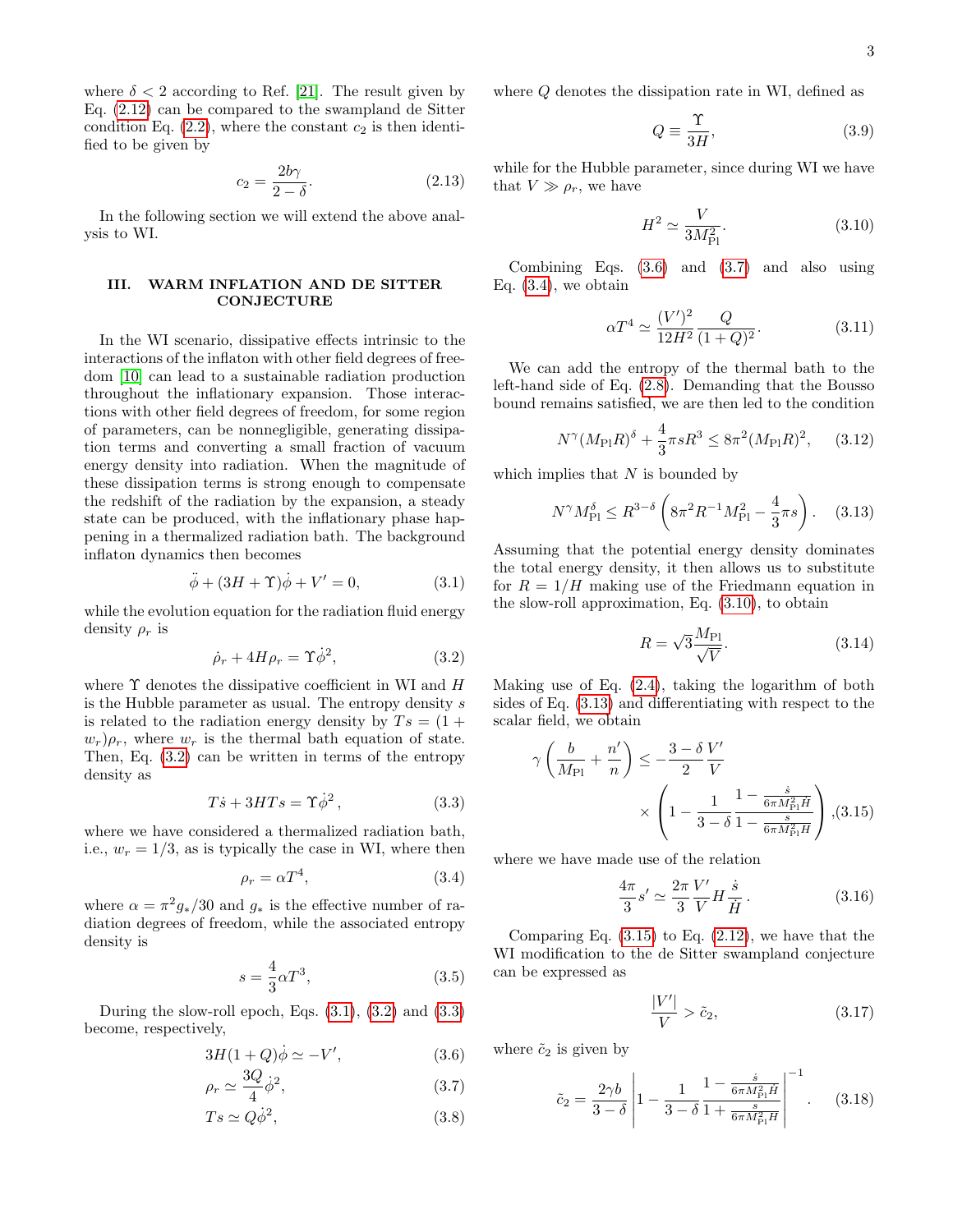where $\delta < 2$ according to Ref. [21]. The result given by Eq. (2.12) can be compared to the swampland de Sitter condition Eq. (2.2), where the constant $c_2$ is then identified to be given by

$$c_2 = \frac{2b\gamma}{2-\delta}. \tag{2.13}$$

In the following section we will extend the above analysis to WI.

## III. WARM INFLATION AND DE SITTER CONJECTURE

In the WI scenario, dissipative effects intrinsic to the interactions of the inflaton with other field degrees of freedom [10] can lead to a sustainable radiation production throughout the inflationary expansion. Those interactions with other field degrees of freedom, for some region of parameters, can be nonnegligible, generating dissipation terms and converting a small fraction of vacuum energy density into radiation. When the magnitude of these dissipation terms is strong enough to compensate the redshift of the radiation by the expansion, a steady state can be produced, with the inflationary phase happening in a thermalized radiation bath. The background inflaton dynamics then becomes

$$\ddot{\phi} + (3H + \Upsilon)\dot{\phi} + V' = 0, \tag{3.1}$$

while the evolution equation for the radiation fluid energy density $\rho_r$ is

$$\dot{\rho}_r + 4H\rho_r = \Upsilon\dot{\phi}^2, \tag{3.2}$$

where $\Upsilon$ denotes the dissipative coefficient in WI and $H$ is the Hubble parameter as usual. The entropy density $s$ is related to the radiation energy density by $Ts = (1 + w_r)\rho_r$, where $w_r$ is the thermal bath equation of state. Then, Eq. (3.2) can be written in terms of the entropy density as

$$T\dot{s} + 3HTs = \Upsilon\dot{\phi}^2, \tag{3.3}$$

where we have considered a thermalized radiation bath, i.e., $w_r = 1/3$, as is typically the case in WI, where then

$$\rho_r = \alpha T^4, \tag{3.4}$$

where $\alpha = \pi^2 g_*/30$ and $g_*$ is the effective number of radiation degrees of freedom, while the associated entropy density is

$$s = \frac{4}{3}\alpha T^3, \tag{3.5}$$

During the slow-roll epoch, Eqs. (3.1), (3.2) and (3.3) become, respectively,

$$3H(1+Q)\dot{\phi} \simeq -V', \tag{3.6}$$

$$\rho_r \simeq \frac{3Q}{4}\dot{\phi}^2, \tag{3.7}$$

$$Ts \simeq Q\dot{\phi}^2, \tag{3.8}$$

where $Q$ denotes the dissipation rate in WI, defined as

$$Q \equiv \frac{\Upsilon}{3H}, \tag{3.9}$$

while for the Hubble parameter, since during WI we have that $V \gg \rho_r$, we have

$$H^2 \simeq \frac{V}{3M_{\rm Pl}^2}. \tag{3.10}$$

Combining Eqs. (3.6) and (3.7) and also using Eq. (3.4), we obtain

$$\alpha T^4 \simeq \frac{(V')^2}{12H^2}\frac{Q}{(1+Q)^2}. \tag{3.11}$$

We can add the entropy of the thermal bath to the left-hand side of Eq. (2.8). Demanding that the Bousso bound remains satisfied, we are then led to the condition

$$N^\gamma (M_{\rm Pl}R)^\delta + \frac{4}{3}\pi s R^3 \leq 8\pi^2 (M_{\rm Pl}R)^2, \tag{3.12}$$

which implies that $N$ is bounded by

$$N^\gamma M_{\rm Pl}^\delta \leq R^{3-\delta}\left(8\pi^2 R^{-1} M_{\rm Pl}^2 - \frac{4}{3}\pi s\right). \tag{3.13}$$

Assuming that the potential energy density dominates the total energy density, it then allows us to substitute for $R = 1/H$ making use of the Friedmann equation in the slow-roll approximation, Eq. (3.10), to obtain

$$R = \sqrt{3}\frac{M_{\rm Pl}}{\sqrt{V}}. \tag{3.14}$$

Making use of Eq. (2.4), taking the logarithm of both sides of Eq. (3.13) and differentiating with respect to the scalar field, we obtain

$$\gamma\left(\frac{b}{M_{\rm Pl}} + \frac{n'}{n}\right) \leq -\frac{3-\delta}{2}\frac{V'}{V} \times \left(1 - \frac{1}{3-\delta}\frac{1 - \frac{\dot{s}}{6\pi M_{\rm Pl}^2 H}}{1 - \frac{s}{6\pi M_{\rm Pl}^2 H}}\right), \tag{3.15}$$

where we have made use of the relation

$$\frac{4\pi}{3}s' \simeq \frac{2\pi}{3}\frac{V'}{V}H\frac{\dot{s}}{\dot{H}}. \tag{3.16}$$

Comparing Eq. (3.15) to Eq. (2.12), we have that the WI modification to the de Sitter swampland conjecture can be expressed as

$$\frac{|V'|}{V} > \tilde{c}_2, \tag{3.17}$$

where $\tilde{c}_2$ is given by

$$\tilde{c}_2 = \frac{2\gamma b}{3-\delta}\left|1 - \frac{1}{3-\delta}\frac{1 - \frac{\dot{s}}{6\pi M_{\rm Pl}^2 H}}{1 + \frac{s}{6\pi M_{\rm Pl}^2 H}}\right|^{-1}. \tag{3.18}$$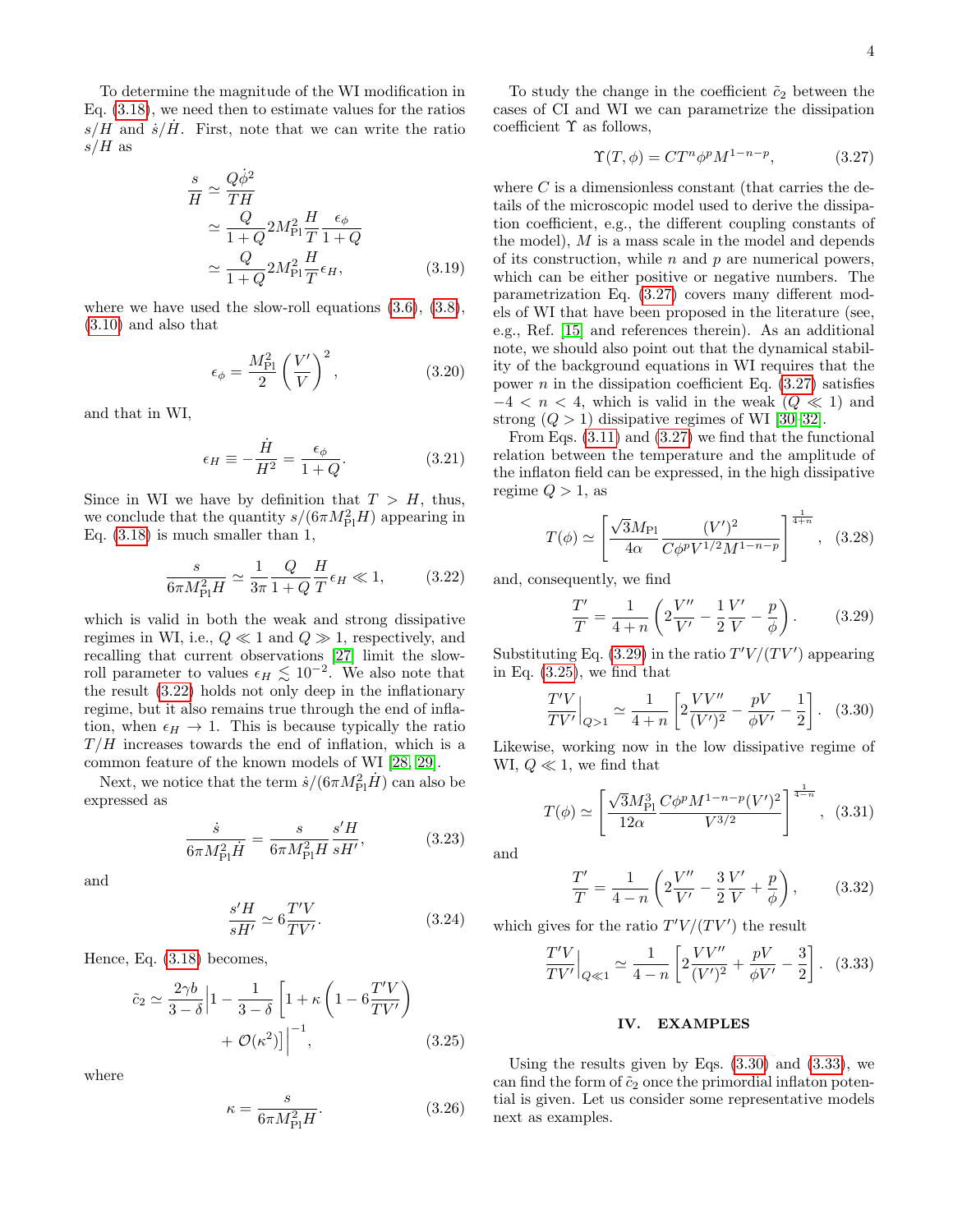To determine the magnitude of the WI modification in Eq. (3.18), we need then to estimate values for the ratios $s/H$ and $\dot{s}/\dot{H}$. First, note that we can write the ratio $s/H$ as

$$
\begin{aligned}
\frac{s}{H} &\simeq \frac{Q\dot{\phi}^2}{TH} \\
&\simeq \frac{Q}{1+Q} 2M_{\rm Pl}^2 \frac{H}{T} \frac{\epsilon_\phi}{1+Q} \\
&\simeq \frac{Q}{1+Q} 2M_{\rm Pl}^2 \frac{H}{T} \epsilon_H,
\end{aligned} \tag{3.19}
$$

where we have used the slow-roll equations (3.6), (3.8), (3.10) and also that

$$
\epsilon_\phi = \frac{M_{\rm Pl}^2}{2} \left( \frac{V'}{V} \right)^2, \tag{3.20}
$$

and that in WI,

$$
\epsilon_H \equiv -\frac{\dot{H}}{H^2} = \frac{\epsilon_\phi}{1+Q}. \tag{3.21}
$$

Since in WI we have by definition that $T > H$, thus, we conclude that the quantity $s/(6\pi M_{\rm Pl}^2 H)$ appearing in Eq. (3.18) is much smaller than 1,

$$
\frac{s}{6\pi M_{\rm Pl}^2 H} \simeq \frac{1}{3\pi} \frac{Q}{1+Q} \frac{H}{T} \epsilon_H \ll 1, \tag{3.22}
$$

which is valid in both the weak and strong dissipative regimes in WI, i.e., $Q \ll 1$ and $Q \gg 1$, respectively, and recalling that current observations [27] limit the slow-roll parameter to values $\epsilon_H \lesssim 10^{-2}$. We also note that the result (3.22) holds not only deep in the inflationary regime, but it also remains true through the end of inflation, when $\epsilon_H \to 1$. This is because typically the ratio $T/H$ increases towards the end of inflation, which is a common feature of the known models of WI [28, 29].

Next, we notice that the term $\dot{s}/(6\pi M_{\rm Pl}^2 \dot{H})$ can also be expressed as

$$
\frac{\dot{s}}{6\pi M_{\rm Pl}^2 \dot{H}} = \frac{s}{6\pi M_{\rm Pl}^2 H} \frac{s' H}{s H'}, \tag{3.23}
$$

and

$$
\frac{s' H}{s H'} \simeq 6 \frac{T' V}{T V'}. \tag{3.24}
$$

Hence, Eq. (3.18) becomes,

$$
\begin{aligned}
\tilde{c}_2 \simeq \frac{2\gamma b}{3-\delta} \Bigg| 1 - \frac{1}{3-\delta} \left[ 1 + \kappa \left( 1 - 6 \frac{T'V}{TV'} \right) \right. \\
\left. + \mathcal{O}(\kappa^2) \right] \Bigg|^{-1},
\end{aligned} \tag{3.25}
$$

where

$$
\kappa = \frac{s}{6\pi M_{\rm Pl}^2 H}. \tag{3.26}
$$

To study the change in the coefficient $\tilde{c}_2$ between the cases of CI and WI we can parametrize the dissipation coefficient $\Upsilon$ as follows,

$$
\Upsilon(T, \phi) = C T^n \phi^p M^{1-n-p}, \tag{3.27}
$$

where $C$ is a dimensionless constant (that carries the details of the microscopic model used to derive the dissipation coefficient, e.g., the different coupling constants of the model), $M$ is a mass scale in the model and depends of its construction, while $n$ and $p$ are numerical powers, which can be either positive or negative numbers. The parametrization Eq. (3.27) covers many different models of WI that have been proposed in the literature (see, e.g., Ref. [15] and references therein). As an additional note, we should also point out that the dynamical stability of the background equations in WI requires that the power $n$ in the dissipation coefficient Eq. (3.27) satisfies $-4 < n < 4$, which is valid in the weak ($Q \ll 1$) and strong ($Q > 1$) dissipative regimes of WI [30–32].

From Eqs. (3.11) and (3.27) we find that the functional relation between the temperature and the amplitude of the inflaton field can be expressed, in the high dissipative regime $Q > 1$, as

$$
T(\phi) \simeq \left[ \frac{\sqrt{3} M_{\rm Pl}}{4\alpha} \frac{(V')^2}{C \phi^p V^{1/2} M^{1-n-p}} \right]^{\frac{1}{4+n}}, \tag{3.28}
$$

and, consequently, we find

$$
\frac{T'}{T} = \frac{1}{4+n} \left( 2\frac{V''}{V'} - \frac{1}{2}\frac{V'}{V} - \frac{p}{\phi} \right). \tag{3.29}
$$

Substituting Eq. (3.29) in the ratio $T'V/(TV')$ appearing in Eq. (3.25), we find that

$$
\left. \frac{T'V}{TV'} \right|_{Q>1} \simeq \frac{1}{4+n} \left[ 2\frac{VV''}{(V')^2} - \frac{pV}{\phi V'} - \frac{1}{2} \right]. \tag{3.30}
$$

Likewise, working now in the low dissipative regime of WI, $Q \ll 1$, we find that

$$
T(\phi) \simeq \left[ \frac{\sqrt{3} M_{\rm Pl}^3}{12\alpha} \frac{C \phi^p M^{1-n-p} (V')^2}{V^{3/2}} \right]^{\frac{1}{4-n}}, \tag{3.31}
$$

and

$$
\frac{T'}{T} = \frac{1}{4-n} \left( 2\frac{V''}{V'} - \frac{3}{2}\frac{V'}{V} + \frac{p}{\phi} \right), \tag{3.32}
$$

which gives for the ratio $T'V/(TV')$ the result

$$
\left. \frac{T'V}{TV'} \right|_{Q\ll 1} \simeq \frac{1}{4-n} \left[ 2\frac{VV''}{(V')^2} + \frac{pV}{\phi V'} - \frac{3}{2} \right]. \tag{3.33}
$$

## IV. EXAMPLES

Using the results given by Eqs. (3.30) and (3.33), we can find the form of $\tilde{c}_2$ once the primordial inflaton potential is given. Let us consider some representative models next as examples.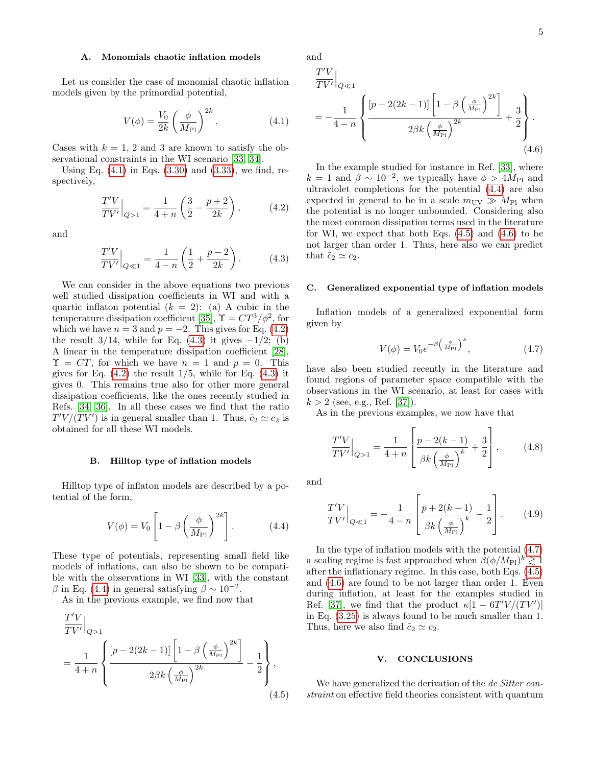### A. Monomials chaotic inflation models

Let us consider the case of monomial chaotic inflation models given by the primordial potential,

$$V(\phi) = \frac{V_0}{2k}\left(\frac{\phi}{M_{\rm Pl}}\right)^{2k}. \tag{4.1}$$

Cases with $k = 1$, 2 and 3 are known to satisfy the observational constraints in the WI scenario [33, 34].

Using Eq. (4.1) in Eqs. (3.30) and (3.33), we find, respectively,

$$\frac{T'V}{TV'}\Big|_{Q>1} = \frac{1}{4+n}\left(\frac{3}{2} - \frac{p+2}{2k}\right), \tag{4.2}$$

and

$$\frac{T'V}{TV'}\Big|_{Q\ll1} = \frac{1}{4-n}\left(\frac{1}{2} + \frac{p-2}{2k}\right). \tag{4.3}$$

We can consider in the above equations two previous well studied dissipation coefficients in WI and with a quartic inflaton potential ($k = 2$): (a) A cubic in the temperature dissipation coefficient [35], $\Upsilon = CT^3/\phi^2$, for which we have $n = 3$ and $p = -2$. This gives for Eq. (4.2) the result $3/14$, while for Eq. (4.3) it gives $-1/2$; (b) A linear in the temperature dissipation coefficient [28], $\Upsilon = CT$, for which we have $n = 1$ and $p = 0$. This gives for Eq. (4.2) the result $1/5$, while for Eq. (4.3) it gives 0. This remains true also for other more general dissipation coefficients, like the ones recently studied in Refs. [34, 36]. In all these cases we find that the ratio $T'V/(TV')$ is in general smaller than 1. Thus, $\tilde{c}_2 \simeq c_2$ is obtained for all these WI models.

### B. Hilltop type of inflation models

Hilltop type of inflaton models are described by a potential of the form,

$$V(\phi) = V_0\left[1 - \beta\left(\frac{\phi}{M_{\rm Pl}}\right)^{2k}\right]. \tag{4.4}$$

These type of potentials, representing small field like models of inflations, can also be shown to be compatible with the observations in WI [33], with the constant $\beta$ in Eq. (4.4) in general satisfying $\beta \sim 10^{-2}$.

As in the previous example, we find now that

$$\frac{T'V}{TV'}\Big|_{Q>1} = \frac{1}{4+n}\left\{\frac{[p-2(2k-1)]\left[1-\beta\left(\frac{\phi}{M_{\rm Pl}}\right)^{2k}\right]}{2\beta k\left(\frac{\phi}{M_{\rm Pl}}\right)^{2k}} - \frac{1}{2}\right\}, \tag{4.5}$$

and

$$\frac{T'V}{TV'}\Big|_{Q\ll1} = -\frac{1}{4-n}\left\{\frac{[p+2(2k-1)]\left[1-\beta\left(\frac{\phi}{M_{\rm Pl}}\right)^{2k}\right]}{2\beta k\left(\frac{\phi}{M_{\rm Pl}}\right)^{2k}} + \frac{3}{2}\right\}. \tag{4.6}$$

In the example studied for instance in Ref. [33], where $k = 1$ and $\beta \sim 10^{-2}$, we typically have $\phi > 4M_{\rm Pl}$ and ultraviolet completions for the potential (4.4) are also expected in general to be in a scale $m_{\rm UV} \gg M_{\rm Pl}$ when the potential is no longer unbounded. Considering also the most common dissipation terms used in the literature for WI, we expect that both Eqs. (4.5) and (4.6) to be not larger than order 1. Thus, here also we can predict that $\tilde{c}_2 \simeq c_2$.

### C. Generalized exponential type of inflation models

Inflation models of a generalized exponential form given by

$$V(\phi) = V_0 e^{-\beta\left(\frac{\phi}{M_{\rm Pl}}\right)^k}, \tag{4.7}$$

have also been studied recently in the literature and found regions of parameter space compatible with the observations in the WI scenario, at least for cases with $k > 2$ (see, e.g., Ref. [37]).

As in the previous examples, we now have that

$$\frac{T'V}{TV'}\Big|_{Q>1} = \frac{1}{4+n}\left[\frac{p-2(k-1)}{\beta k\left(\frac{\phi}{M_{\rm Pl}}\right)^k} + \frac{3}{2}\right], \tag{4.8}$$

and

$$\frac{T'V}{TV'}\Big|_{Q\ll1} = -\frac{1}{4-n}\left[\frac{p+2(k-1)}{\beta k\left(\frac{\phi}{M_{\rm Pl}}\right)^k} - \frac{1}{2}\right]. \tag{4.9}$$

In the type of inflation models with the potential (4.7) a scaling regime is fast approached when $\beta(\phi/M_{\rm Pl})^k \gtrsim 1$ after the inflationary regime. In this case, both Eqs. (4.5) and (4.6) are found to be not larger than order 1. Even during inflation, at least for the examples studied in Ref. [37], we find that the product $\kappa[1 - 6T'V/(TV')]$ in Eq. (3.25) is always found to be much smaller than 1. Thus, here we also find $\tilde{c}_2 \simeq c_2$.

## V. CONCLUSIONS

We have generalized the derivation of the *de Sitter constraint* on effective field theories consistent with quantum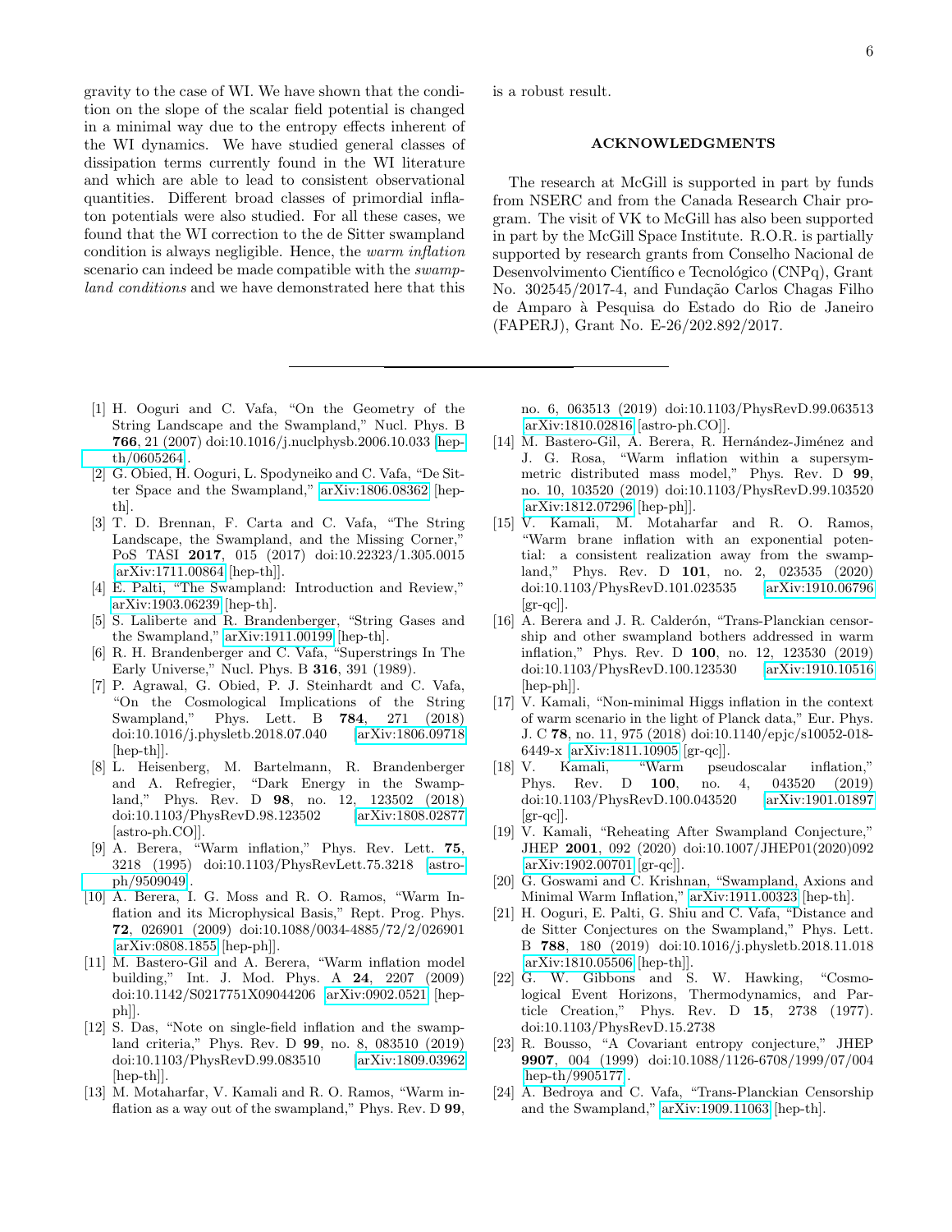gravity to the case of WI. We have shown that the condition on the slope of the scalar field potential is changed in a minimal way due to the entropy effects inherent of the WI dynamics. We have studied general classes of dissipation terms currently found in the WI literature and which are able to lead to consistent observational quantities. Different broad classes of primordial inflaton potentials were also studied. For all these cases, we found that the WI correction to the de Sitter swampland condition is always negligible. Hence, the *warm inflation* scenario can indeed be made compatible with the *swampland conditions* and we have demonstrated here that this is a robust result.

## ACKNOWLEDGMENTS

The research at McGill is supported in part by funds from NSERC and from the Canada Research Chair program. The visit of VK to McGill has also been supported in part by the McGill Space Institute. R.O.R. is partially supported by research grants from Conselho Nacional de Desenvolvimento Científico e Tecnológico (CNPq), Grant No. 302545/2017-4, and Fundação Carlos Chagas Filho de Amparo à Pesquisa do Estado do Rio de Janeiro (FAPERJ), Grant No. E-26/202.892/2017.

---

[1] H. Ooguri and C. Vafa, "On the Geometry of the String Landscape and the Swampland," Nucl. Phys. B **766**, 21 (2007) doi:10.1016/j.nuclphysb.2006.10.033 [hep-th/0605264].

[2] G. Obied, H. Ooguri, L. Spodyneiko and C. Vafa, "De Sitter Space and the Swampland," arXiv:1806.08362 [hep-th].

[3] T. D. Brennan, F. Carta and C. Vafa, "The String Landscape, the Swampland, and the Missing Corner," PoS TASI **2017**, 015 (2017) doi:10.22323/1.305.0015 [arXiv:1711.00864 [hep-th]].

[4] E. Palti, "The Swampland: Introduction and Review," arXiv:1903.06239 [hep-th].

[5] S. Laliberte and R. Brandenberger, "String Gases and the Swampland," arXiv:1911.00199 [hep-th].

[6] R. H. Brandenberger and C. Vafa, "Superstrings In The Early Universe," Nucl. Phys. B **316**, 391 (1989).

[7] P. Agrawal, G. Obied, P. J. Steinhardt and C. Vafa, "On the Cosmological Implications of the String Swampland," Phys. Lett. B **784**, 271 (2018) doi:10.1016/j.physletb.2018.07.040 [arXiv:1806.09718 [hep-th]].

[8] L. Heisenberg, M. Bartelmann, R. Brandenberger and A. Refregier, "Dark Energy in the Swampland," Phys. Rev. D **98**, no. 12, 123502 (2018) doi:10.1103/PhysRevD.98.123502 [arXiv:1808.02877 [astro-ph.CO]].

[9] A. Berera, "Warm inflation," Phys. Rev. Lett. **75**, 3218 (1995) doi:10.1103/PhysRevLett.75.3218 [astro-ph/9509049].

[10] A. Berera, I. G. Moss and R. O. Ramos, "Warm Inflation and its Microphysical Basis," Rept. Prog. Phys. **72**, 026901 (2009) doi:10.1088/0034-4885/72/2/026901 [arXiv:0808.1855 [hep-ph]].

[11] M. Bastero-Gil and A. Berera, "Warm inflation model building," Int. J. Mod. Phys. A **24**, 2207 (2009) doi:10.1142/S0217751X09044206 [arXiv:0902.0521 [hep-ph]].

[12] S. Das, "Note on single-field inflation and the swampland criteria," Phys. Rev. D **99**, no. 8, 083510 (2019) doi:10.1103/PhysRevD.99.083510 [arXiv:1809.03962 [hep-th]].

[13] M. Motaharfar, V. Kamali and R. O. Ramos, "Warm inflation as a way out of the swampland," Phys. Rev. D **99**, no. 6, 063513 (2019) doi:10.1103/PhysRevD.99.063513 [arXiv:1810.02816 [astro-ph.CO]].

[14] M. Bastero-Gil, A. Berera, R. Hernández-Jiménez and J. G. Rosa, "Warm inflation within a supersymmetric distributed mass model," Phys. Rev. D **99**, no. 10, 103520 (2019) doi:10.1103/PhysRevD.99.103520 [arXiv:1812.07296 [hep-ph]].

[15] V. Kamali, M. Motaharfar and R. O. Ramos, "Warm brane inflation with an exponential potential: a consistent realization away from the swampland," Phys. Rev. D **101**, no. 2, 023535 (2020) doi:10.1103/PhysRevD.101.023535 arXiv:1910.06796 [gr-qc]].

[16] A. Berera and J. R. Calderón, "Trans-Planckian censorship and other swampland bothers addressed in warm inflation," Phys. Rev. D **100**, no. 12, 123530 (2019) doi:10.1103/PhysRevD.100.123530 [arXiv:1910.10516 [hep-ph]].

[17] V. Kamali, "Non-minimal Higgs inflation in the context of warm scenario in the light of Planck data," Eur. Phys. J. C **78**, no. 11, 975 (2018) doi:10.1140/epjc/s10052-018-6449-x [arXiv:1811.10905 [gr-qc]].

[18] V. Kamali, "Warm pseudoscalar inflation," Phys. Rev. D **100**, no. 4, 043520 (2019) doi:10.1103/PhysRevD.100.043520 [arXiv:1901.01897 [gr-qc]].

[19] V. Kamali, "Reheating After Swampland Conjecture," JHEP **2001**, 092 (2020) doi:10.1007/JHEP01(2020)092 [arXiv:1902.00701 [gr-qc]].

[20] G. Goswami and C. Krishnan, "Swampland, Axions and Minimal Warm Inflation," arXiv:1911.00323 [hep-th].

[21] H. Ooguri, E. Palti, G. Shiu and C. Vafa, "Distance and de Sitter Conjectures on the Swampland," Phys. Lett. B **788**, 180 (2019) doi:10.1016/j.physletb.2018.11.018 [arXiv:1810.05506 [hep-th]].

[22] G. W. Gibbons and S. W. Hawking, "Cosmological Event Horizons, Thermodynamics, and Particle Creation," Phys. Rev. D **15**, 2738 (1977). doi:10.1103/PhysRevD.15.2738

[23] R. Bousso, "A Covariant entropy conjecture," JHEP **9907**, 004 (1999) doi:10.1088/1126-6708/1999/07/004 [hep-th/9905177].

[24] A. Bedroya and C. Vafa, "Trans-Planckian Censorship and the Swampland," arXiv:1909.11063 [hep-th].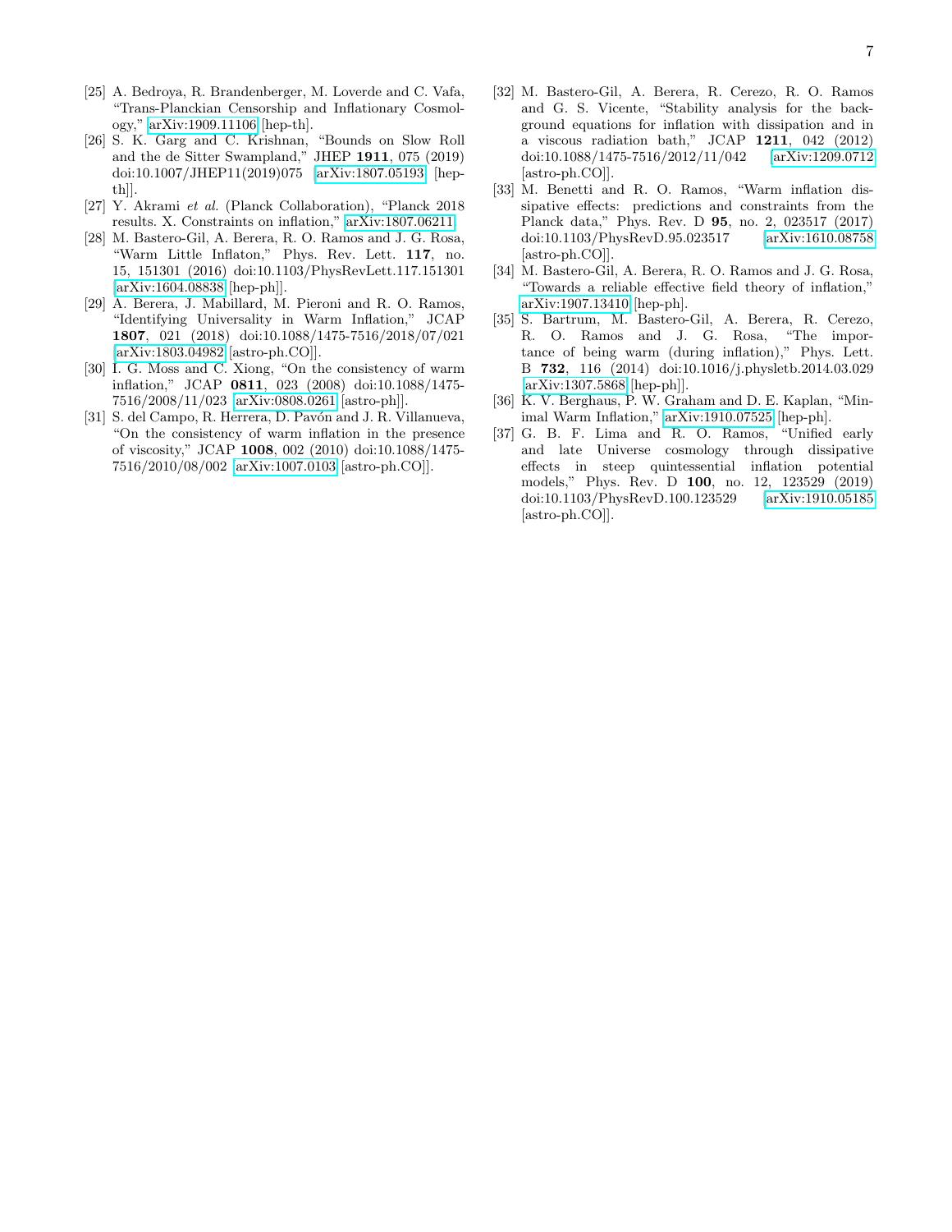[25] A. Bedroya, R. Brandenberger, M. Loverde and C. Vafa, "Trans-Planckian Censorship and Inflationary Cosmology," arXiv:1909.11106 [hep-th].

[26] S. K. Garg and C. Krishnan, "Bounds on Slow Roll and the de Sitter Swampland," JHEP **1911**, 075 (2019) doi:10.1007/JHEP11(2019)075 [arXiv:1807.05193 [hep-th]].

[27] Y. Akrami *et al.* (Planck Collaboration), "Planck 2018 results. X. Constraints on inflation," arXiv:1807.06211.

[28] M. Bastero-Gil, A. Berera, R. O. Ramos and J. G. Rosa, "Warm Little Inflaton," Phys. Rev. Lett. **117**, no. 15, 151301 (2016) doi:10.1103/PhysRevLett.117.151301 [arXiv:1604.08838 [hep-ph]].

[29] A. Berera, J. Mabillard, M. Pieroni and R. O. Ramos, "Identifying Universality in Warm Inflation," JCAP **1807**, 021 (2018) doi:10.1088/1475-7516/2018/07/021 [arXiv:1803.04982 [astro-ph.CO]].

[30] I. G. Moss and C. Xiong, "On the consistency of warm inflation," JCAP **0811**, 023 (2008) doi:10.1088/1475-7516/2008/11/023 [arXiv:0808.0261 [astro-ph]].

[31] S. del Campo, R. Herrera, D. Pavón and J. R. Villanueva, "On the consistency of warm inflation in the presence of viscosity," JCAP **1008**, 002 (2010) doi:10.1088/1475-7516/2010/08/002 [arXiv:1007.0103 [astro-ph.CO]].

[32] M. Bastero-Gil, A. Berera, R. Cerezo, R. O. Ramos and G. S. Vicente, "Stability analysis for the background equations for inflation with dissipation and in a viscous radiation bath," JCAP **1211**, 042 (2012) doi:10.1088/1475-7516/2012/11/042 [arXiv:1209.0712 [astro-ph.CO]].

[33] M. Benetti and R. O. Ramos, "Warm inflation dissipative effects: predictions and constraints from the Planck data," Phys. Rev. D **95**, no. 2, 023517 (2017) doi:10.1103/PhysRevD.95.023517 [arXiv:1610.08758 [astro-ph.CO]].

[34] M. Bastero-Gil, A. Berera, R. O. Ramos and J. G. Rosa, "Towards a reliable effective field theory of inflation," arXiv:1907.13410 [hep-ph].

[35] S. Bartrum, M. Bastero-Gil, A. Berera, R. Cerezo, R. O. Ramos and J. G. Rosa, "The importance of being warm (during inflation)," Phys. Lett. B **732**, 116 (2014) doi:10.1016/j.physletb.2014.03.029 [arXiv:1307.5868 [hep-ph]].

[36] K. V. Berghaus, P. W. Graham and D. E. Kaplan, "Minimal Warm Inflation," arXiv:1910.07525 [hep-ph].

[37] G. B. F. Lima and R. O. Ramos, "Unified early and late Universe cosmology through dissipative effects in steep quintessential inflation potential models," Phys. Rev. D **100**, no. 12, 123529 (2019) doi:10.1103/PhysRevD.100.123529 [arXiv:1910.05185 [astro-ph.CO]].